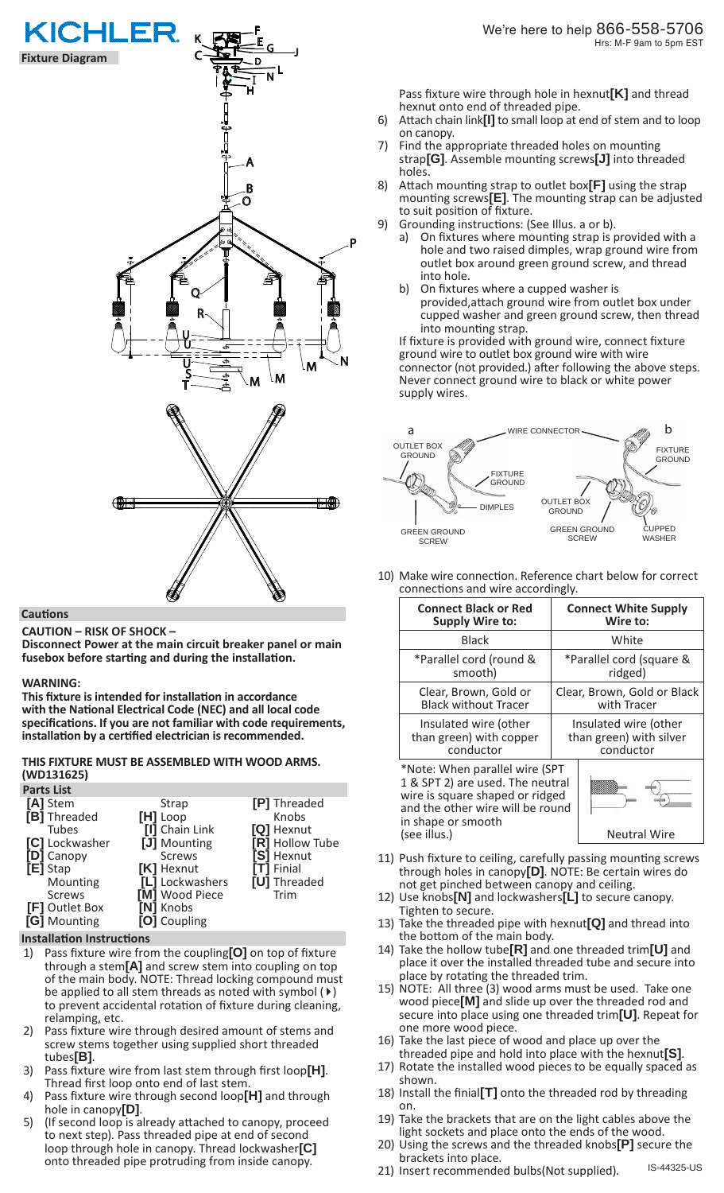# KICHLER

**Fixture Diagram**

We're here to help 866-558-5706
Hrs: M-F 9am to 5pm EST

## Cautions

**CAUTION – RISK OF SHOCK –**
**Disconnect Power at the main circuit breaker panel or main fusebox before starting and during the installation.**

**WARNING:**
**This fixture is intended for installation in accordance with the National Electrical Code (NEC) and all local code specifications. If you are not familiar with code requirements, installation by a certified electrician is recommended.**

**THIS FIXTURE MUST BE ASSEMBLED WITH WOOD ARMS. (WD131625)**

## Parts List

- **[A]** Stem
- **[B]** Threaded Tubes
- **[C]** Lockwasher
- **[D]** Canopy
- **[E]** Stap Mounting Screws
- **[F]** Outlet Box
- **[G]** Mounting Strap
- **[H]** Loop
- **[I]** Chain Link
- **[J]** Mounting Screws
- **[K]** Hexnut
- **[L]** Lockwashers
- **[M]** Wood Piece
- **[N]** Knobs
- **[O]** Coupling
- **[P]** Threaded Knobs
- **[Q]** Hexnut
- **[R]** Hollow Tube
- **[S]** Hexnut
- **[T]** Finial
- **[U]** Threaded Trim

## Installation Instructions

1) Pass fixture wire from the coupling**[O]** on top of fixture through a stem**[A]** and screw stem into coupling on top of the main body. NOTE: Thread locking compound must be applied to all stem threads as noted with symbol (▸) to prevent accidental rotation of fixture during cleaning, relamping, etc.
2) Pass fixture wire through desired amount of stems and screw stems together using supplied short threaded tubes**[B]**.
3) Pass fixture wire from last stem through first loop**[H]**. Thread first loop onto end of last stem.
4) Pass fixture wire through second loop**[H]** and through hole in canopy**[D]**.
5) (If second loop is already attached to canopy, proceed to next step). Pass threaded pipe at end of second loop through hole in canopy. Thread lockwasher**[C]** onto threaded pipe protruding from inside canopy. Pass fixture wire through hole in hexnut**[K]** and thread hexnut onto end of threaded pipe.
6) Attach chain link**[I]** to small loop at end of stem and to loop on canopy.
7) Find the appropriate threaded holes on mounting strap**[G]**. Assemble mounting screws**[J]** into threaded holes.
8) Attach mounting strap to outlet box**[F]** using the strap mounting screws**[E]**. The mounting strap can be adjusted to suit position of fixture.
9) Grounding instructions: (See Illus. a or b).
   a) On fixtures where mounting strap is provided with a hole and two raised dimples, wrap ground wire from outlet box around green ground screw, and thread into hole.
   b) On fixtures where a cupped washer is provided,attach ground wire from outlet box under cupped washer and green ground screw, then thread into mounting strap.

   If fixture is provided with ground wire, connect fixture ground wire to outlet box ground wire with wire connector (not provided.) after following the above steps. Never connect ground wire to black or white power supply wires.

10) Make wire connection. Reference chart below for correct connections and wire accordingly.

| Connect Black or Red Supply Wire to: | Connect White Supply Wire to: |
|---|---|
| Black | White |
| *Parallel cord (round & smooth) | *Parallel cord (square & ridged) |
| Clear, Brown, Gold or Black without Tracer | Clear, Brown, Gold or Black with Tracer |
| Insulated wire (other than green) with copper conductor | Insulated wire (other than green) with silver conductor |

*Note: When parallel wire (SPT 1 & SPT 2) are used. The neutral wire is square shaped or ridged and the other wire will be round in shape or smooth (see illus.)

Neutral Wire

11) Push fixture to ceiling, carefully passing mounting screws through holes in canopy**[D]**. NOTE: Be certain wires do not get pinched between canopy and ceiling.
12) Use knobs**[N]** and lockwashers**[L]** to secure canopy. Tighten to secure.
13) Take the threaded pipe with hexnut**[Q]** and thread into the bottom of the main body.
14) Take the hollow tube**[R]** and one threaded trim**[U]** and place it over the installed threaded tube and secure into place by rotating the threaded trim.
15) NOTE: All three (3) wood arms must be used. Take one wood piece**[M]** and slide up over the threaded rod and secure into place using one threaded trim**[U]**. Repeat for one more wood piece.
16) Take the last piece of wood and place up over the threaded pipe and hold into place with the hexnut**[S]**.
17) Rotate the installed wood pieces to be equally spaced as shown.
18) Install the finial**[T]** onto the threaded rod by threading on.
19) Take the brackets that are on the light cables above the light sockets and place onto the ends of the wood.
20) Using the screws and the threaded knobs**[P]** secure the brackets into place.
21) Insert recommended bulbs(Not supplied).

IS-44325-US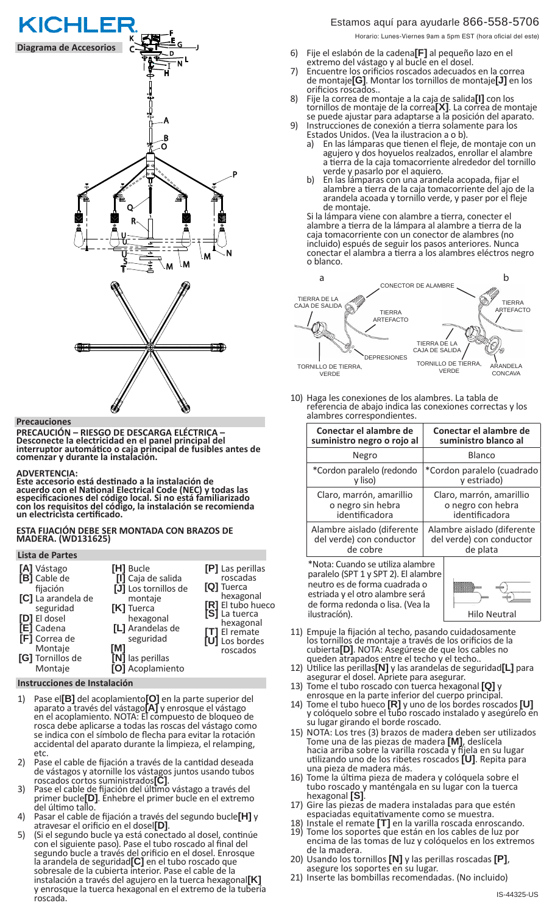# KICHLER

**Diagrama de Accesorios**

Estamos aquí para ayudarle 866-558-5706

Horario: Lunes-Viernes 9am a 5pm EST (hora oficial del este)

## Precauciones

**PRECAUCIÓN – RIESGO DE DESCARGA ELÉCTRICA – Desconecte la electricidad en el panel principal del interruptor automático o caja principal de fusibles antes de comenzar y durante la instalación.**

**ADVERTENCIA:**
**Este accesorio está destinado a la instalación de acuerdo con el National Electrical Code (NEC) y todas las especificaciones del código local. Si no está familiarizado con los requisitos del código, la instalación se recomienda un electricista certificado.**

**ESTA FIJACIÓN DEBE SER MONTADA CON BRAZOS DE MADERA. (WD131625)**

## Lista de Partes

- **[A]** Vástago
- **[B]** Cable de fijación
- **[C]** La arandela de seguridad
- **[D]** El dosel
- **[E]** Cadena
- **[F]** Correa de Montaje
- **[G]** Tornillos de Montaje
- **[H]** Bucle
- **[I]** Caja de salida
- **[J]** Los tornillos de montaje
- **[K]** Tuerca hexagonal
- **[L]** Arandelas de seguridad
- **[M]**
- **[N]** las perillas
- **[O]** Acoplamiento
- **[P]** Las perillas roscadas
- **[Q]** Tuerca hexagonal
- **[R]** El tubo hueco
- **[S]** La tuerca hexagonal
- **[T]** El remate
- **[U]** Los bordes roscados

## Instrucciones de Instalación

1) Pase el**[B]** del acoplamiento**[O]** en la parte superior del aparato a través del vástago**[A]** y enrosque el vástago en el acoplamiento. NOTA: El compuesto de bloqueo de rosca debe aplicarse a todas las roscas del vástago como se indica con el símbolo de flecha para evitar la rotación accidental del aparato durante la limpieza, el relamping, etc.
2) Pase el cable de fijación a través de la cantidad deseada de vástagos y atornille los vástagos juntos usando tubos roscados cortos suministrados**[C]**.
3) Pase el cable de fijación del último vástago a través del primer bucle**[D]**. Enhebre el primer bucle en el extremo del último tallo.
4) Pasar el cable de fijación a través del segundo bucle**[H]** y atravesar el orificio en el dosel**[D]**.
5) (Si el segundo bucle ya está conectado al dosel, continúe con el siguiente paso). Pase el tubo roscado al final del segundo bucle a través del orificio en el dosel. Enrosque la arandela de seguridad**[C]** en el tubo roscado que sobresale de la cubierta interior. Pase el cable de la instalación a través del agujero en la tuerca hexagonal**[K]** y enrosque la tuerca hexagonal en el extremo de la tubería roscada.
6) Fije el eslabón de la cadena**[F]** al pequeño lazo en el extremo del vástago y al bucle en el dosel.
7) Encuentre los orificios roscados adecuados en la correa de montaje**[G]**. Montar los tornillos de montaje**[J]** en los orificios roscados..
8) Fije la correa de montaje a la caja de salida**[I]** con los tornillos de montaje de la correa**[X]**. La correa de montaje se puede ajustar para adaptarse a la posición del aparato.
9) Instrucciones de conexión a tierra solamente para los Estados Unidos. (Vea la ilustracion a o b).
   a) En las lámparas que tienen el fleje, de montaje con un agujero y dos hoyuelos realzados, enrollar el alambre a tierra de la caja tomacorriente alrededor del tornillo verde y pasarlo por el aquiero.
   b) En las lámparas con una arandela acopada, fijar el alambre a tierra de la caja tomacorriente del ajo de la arandela acoada y tornillo verde, y paser por el fleje de montaje.

   Si la lámpara viene con alambre a tierra, conecter el alambre a tierra de la lámpara al alambre a tierra de la caja tomacorriente con un conector de alambres (no incluido) espués de seguir los pasos anteriores. Nunca conectar el alambra a tierra a los alambres eléctros negro o blanco.

a

b

CONECTOR DE ALAMBRE

TIERRA DE LA CAJA DE SALIDA

TIERRA ARTEFACTO

DEPRESIONES

TORNILLO DE TIERRA, VERDE

TIERRA ARTEFACTO

TIERRA DE LA CAJA DE SALIDA

TORNILLO DE TIERRA, VERDE

ARANDELA CONCAVA

10) Haga les conexiones de los alambres. La tabla de referencia de abajo indica las conexiones correctas y los alambres correspondientes.

| Conectar el alambre de suministro negro o rojo al | Conectar el alambre de suministro blanco al |
|---|---|
| Negro | Blanco |
| *Cordon paralelo (redondo y liso) | *Cordon paralelo (cuadrado y estriado) |
| Claro, marrón, amarillio o negro sin hebra identificadora | Claro, marrón, amarillio o negro con hebra identificadora |
| Alambre aislado (diferente del verde) con conductor de cobre | Alambre aislado (diferente del verde) con conductor de plata |

*Nota: Cuando se utiliza alambre paralelo (SPT 1 y SPT 2). El alambre neutro es de forma cuadrada o estriada y el otro alambre será de forma redonda o lisa. (Vea la ilustración).

Hilo Neutral

11) Empuje la fijación al techo, pasando cuidadosamente los tornillos de montaje a través de los orificios de la cubierta**[D]**. NOTA: Asegúrese de que los cables no queden atrapados entre el techo y el techo..
12) Utilice las perillas**[N]** y las arandelas de seguridad**[L]** para asegurar el dosel. Apriete para asegurar.
13) Tome el tubo roscado con tuerca hexagonal **[Q]** y enrosque en la parte inferior del cuerpo principal.
14) Tome el tubo hueco **[R]** y uno de los bordes roscados **[U]** y colóquelo sobre el tubo roscado instalado y asegúrelo en su lugar girando el borde roscado.
15) NOTA: Los tres (3) brazos de madera deben ser utilizados Tome una de las piezas de madera **[M]**, deslícela hacia arriba sobre la varilla roscada y fíjela en su lugar utilizando uno de los ribetes roscados **[U]**. Repita para una pieza de madera más.
16) Tome la última pieza de madera y colóquela sobre el tubo roscado y manténgala en su lugar con la tuerca hexagonal **[S]**.
17) Gire las piezas de madera instaladas para que estén espaciadas equitativamente como se muestra.
18) Instale el remate **[T]** en la varilla roscada enroscando.
19) Tome los soportes que están en los cables de luz por encima de las tomas de luz y colóquelos en los extremos de la madera.
20) Usando los tornillos **[N]** y las perillas roscadas **[P]**, asegure los soportes en su lugar.
21) Inserte las bombillas recomendadas. (No incluido)

IS-44325-US